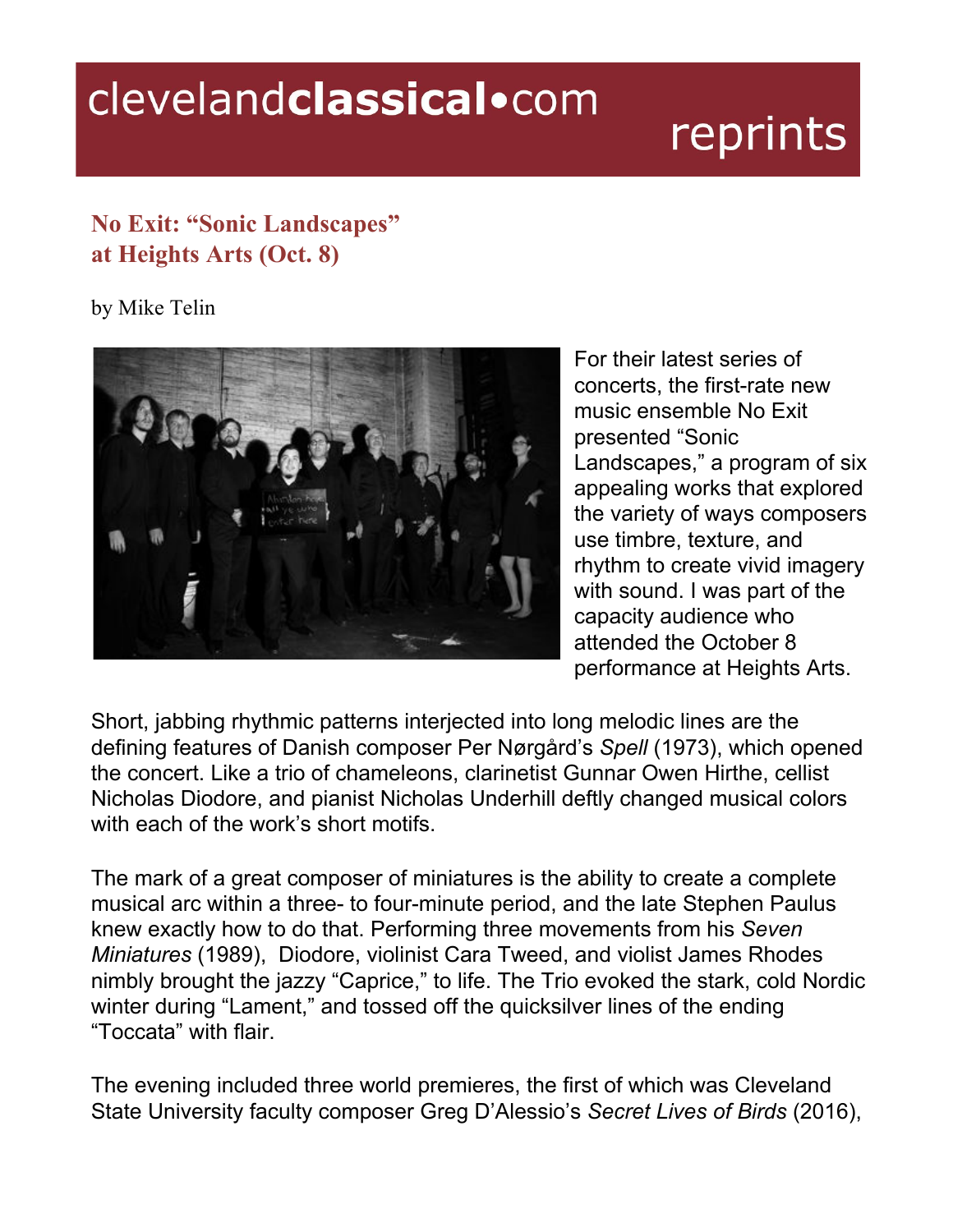# clevelandclassical•com reprints

## No Exit: "Sonic Landscapes" at Heights Arts (Oct. 8)

by Mike Telin

For their latest series of concerts, the first-rate new music ensemble No Exit presented "Sonic Landscapes," a program of six appealing works that explored the variety of ways composers use timbre, texture, and rhythm to create vivid imagery with sound. I was part of the capacity audience who attended the October 8 performance at Heights Arts.

Short, jabbing rhythmic patterns interjected into long melodic lines are the defining features of Danish composer Per Nørgård's *Spell* (1973), which opened the concert. Like a trio of chameleons, clarinetist Gunnar Owen Hirthe, cellist Nicholas Diodore, and pianist Nicholas Underhill deftly changed musical colors with each of the work's short motifs.

The mark of a great composer of miniatures is the ability to create a complete musical arc within a three- to four-minute period, and the late Stephen Paulus knew exactly how to do that. Performing three movements from his *Seven Miniatures* (1989), Diodore, violinist Cara Tweed, and violist James Rhodes nimbly brought the jazzy "Caprice," to life. The Trio evoked the stark, cold Nordic winter during "Lament," and tossed off the quicksilver lines of the ending "Toccata" with flair.

The evening included three world premieres, the first of which was Cleveland State University faculty composer Greg D'Alessio's *Secret Lives of Birds* (2016),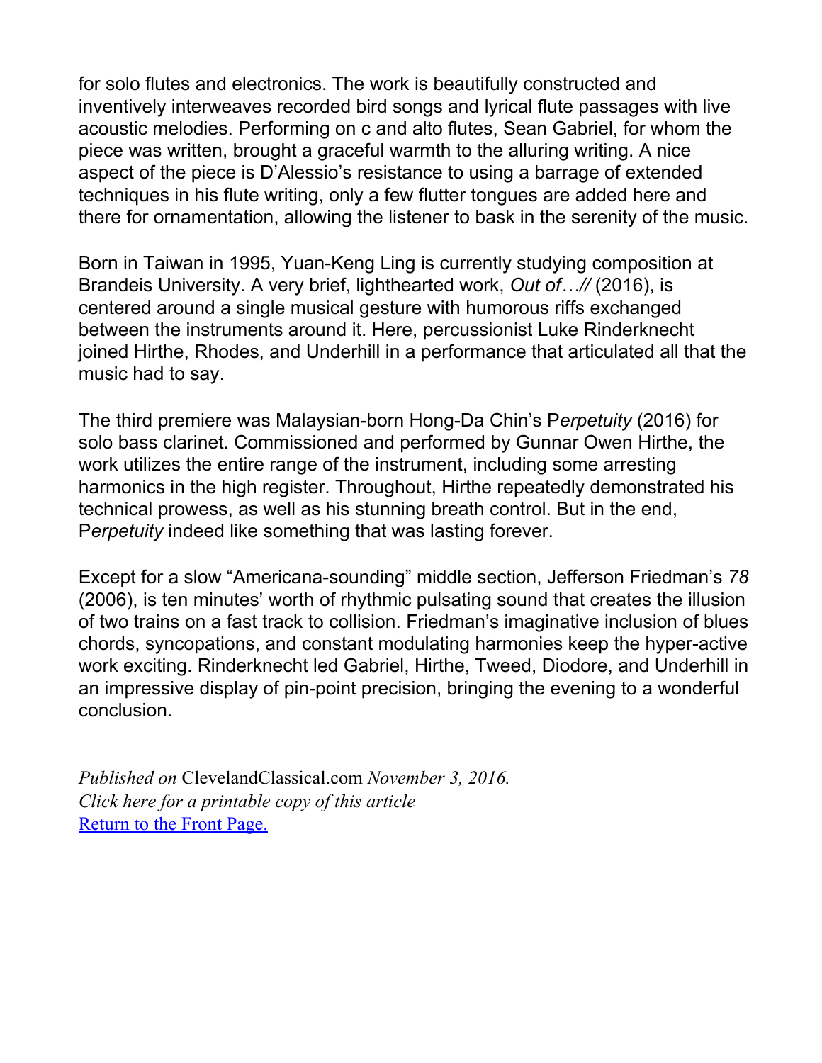for solo flutes and electronics. The work is beautifully constructed and inventively interweaves recorded bird songs and lyrical flute passages with live acoustic melodies. Performing on c and alto flutes, Sean Gabriel, for whom the piece was written, brought a graceful warmth to the alluring writing. A nice aspect of the piece is D'Alessio's resistance to using a barrage of extended techniques in his flute writing, only a few flutter tongues are added here and there for ornamentation, allowing the listener to bask in the serenity of the music.

Born in Taiwan in 1995, Yuan-Keng Ling is currently studying composition at Brandeis University. A very brief, lighthearted work, *Out of…//* (2016), is centered around a single musical gesture with humorous riffs exchanged between the instruments around it. Here, percussionist Luke Rinderknecht joined Hirthe, Rhodes, and Underhill in a performance that articulated all that the music had to say.

The third premiere was Malaysian-born Hong-Da Chin's P*erpetuity* (2016) for solo bass clarinet. Commissioned and performed by Gunnar Owen Hirthe, the work utilizes the entire range of the instrument, including some arresting harmonics in the high register. Throughout, Hirthe repeatedly demonstrated his technical prowess, as well as his stunning breath control. But in the end, P*erpetuity* indeed like something that was lasting forever.

Except for a slow "Americana-sounding" middle section, Jefferson Friedman's *78* (2006), is ten minutes' worth of rhythmic pulsating sound that creates the illusion of two trains on a fast track to collision. Friedman's imaginative inclusion of blues chords, syncopations, and constant modulating harmonies keep the hyper-active work exciting. Rinderknecht led Gabriel, Hirthe, Tweed, Diodore, and Underhill in an impressive display of pin-point precision, bringing the evening to a wonderful conclusion.

*Published on* ClevelandClassical.com *November 3, 2016.*
*Click here for a printable copy of this article*
[Return to the Front Page.]